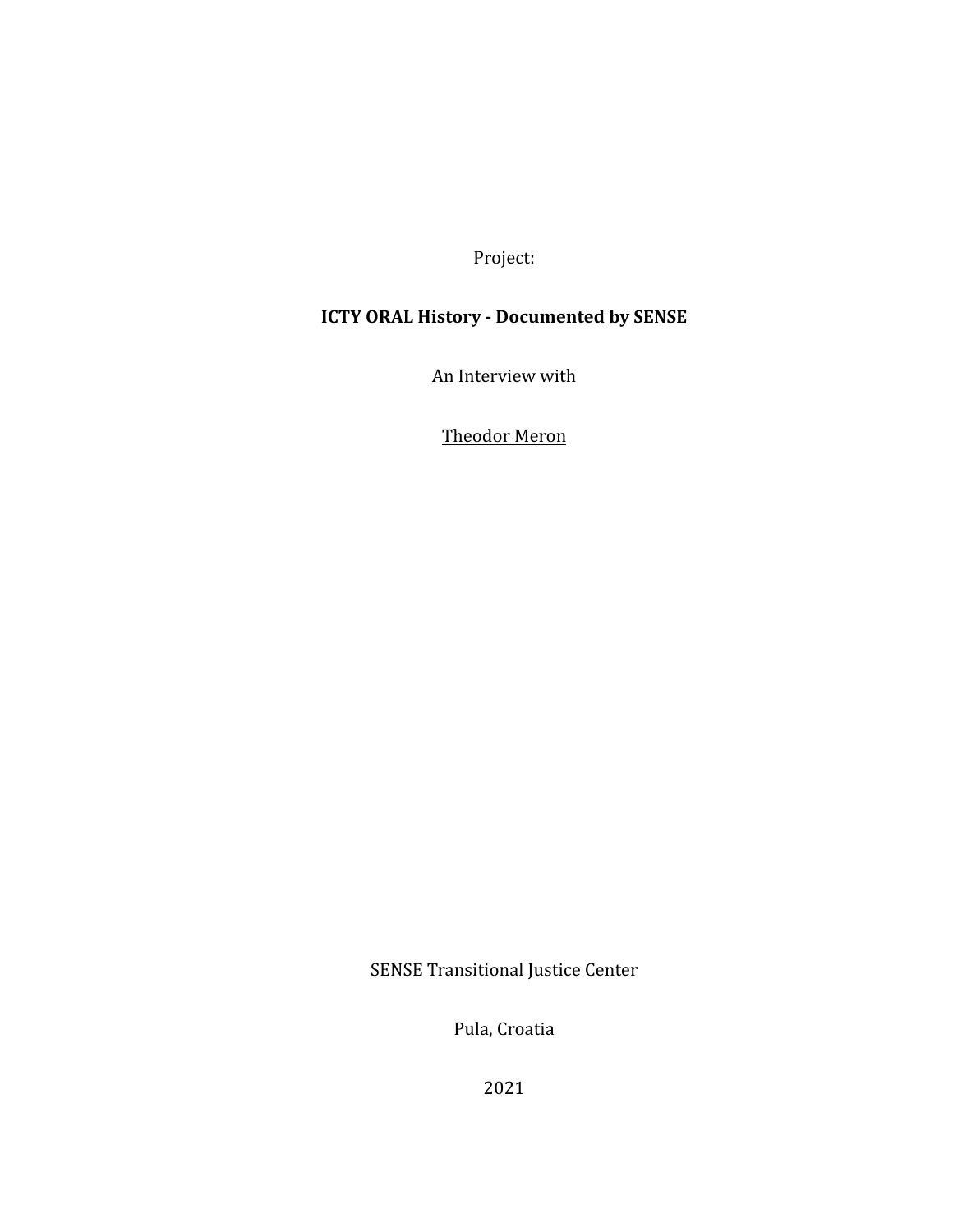Project:

**ICTY ORAL History - Documented by SENSE**

An Interview with

Theodor Meron

SENSE Transitional Justice Center

Pula, Croatia

2021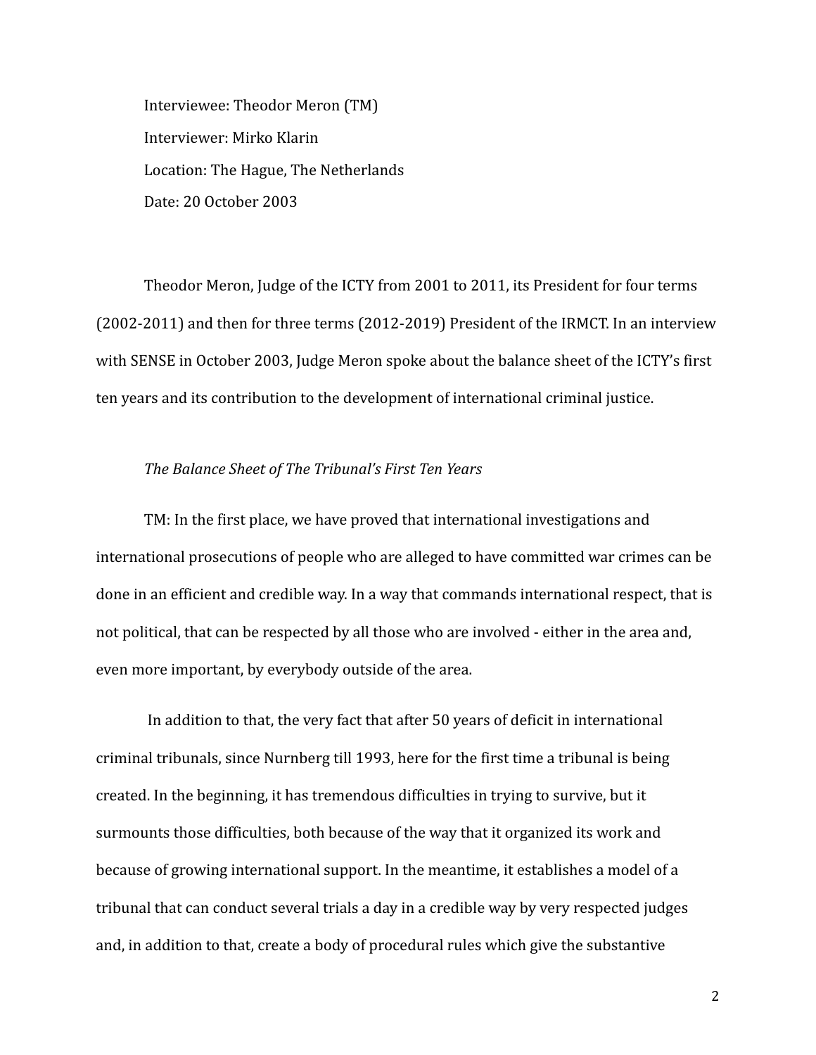Interviewee: Theodor Meron (TM)

Interviewer: Mirko Klarin

Location: The Hague, The Netherlands

Date: 20 October 2003

Theodor Meron, Judge of the ICTY from 2001 to 2011, its President for four terms (2002-2011) and then for three terms (2012-2019) President of the IRMCT. In an interview with SENSE in October 2003, Judge Meron spoke about the balance sheet of the ICTY's first ten years and its contribution to the development of international criminal justice.

*The Balance Sheet of The Tribunal's First Ten Years*

TM: In the first place, we have proved that international investigations and international prosecutions of people who are alleged to have committed war crimes can be done in an efficient and credible way. In a way that commands international respect, that is not political, that can be respected by all those who are involved - either in the area and, even more important, by everybody outside of the area.

In addition to that, the very fact that after 50 years of deficit in international criminal tribunals, since Nurnberg till 1993, here for the first time a tribunal is being created. In the beginning, it has tremendous difficulties in trying to survive, but it surmounts those difficulties, both because of the way that it organized its work and because of growing international support. In the meantime, it establishes a model of a tribunal that can conduct several trials a day in a credible way by very respected judges and, in addition to that, create a body of procedural rules which give the substantive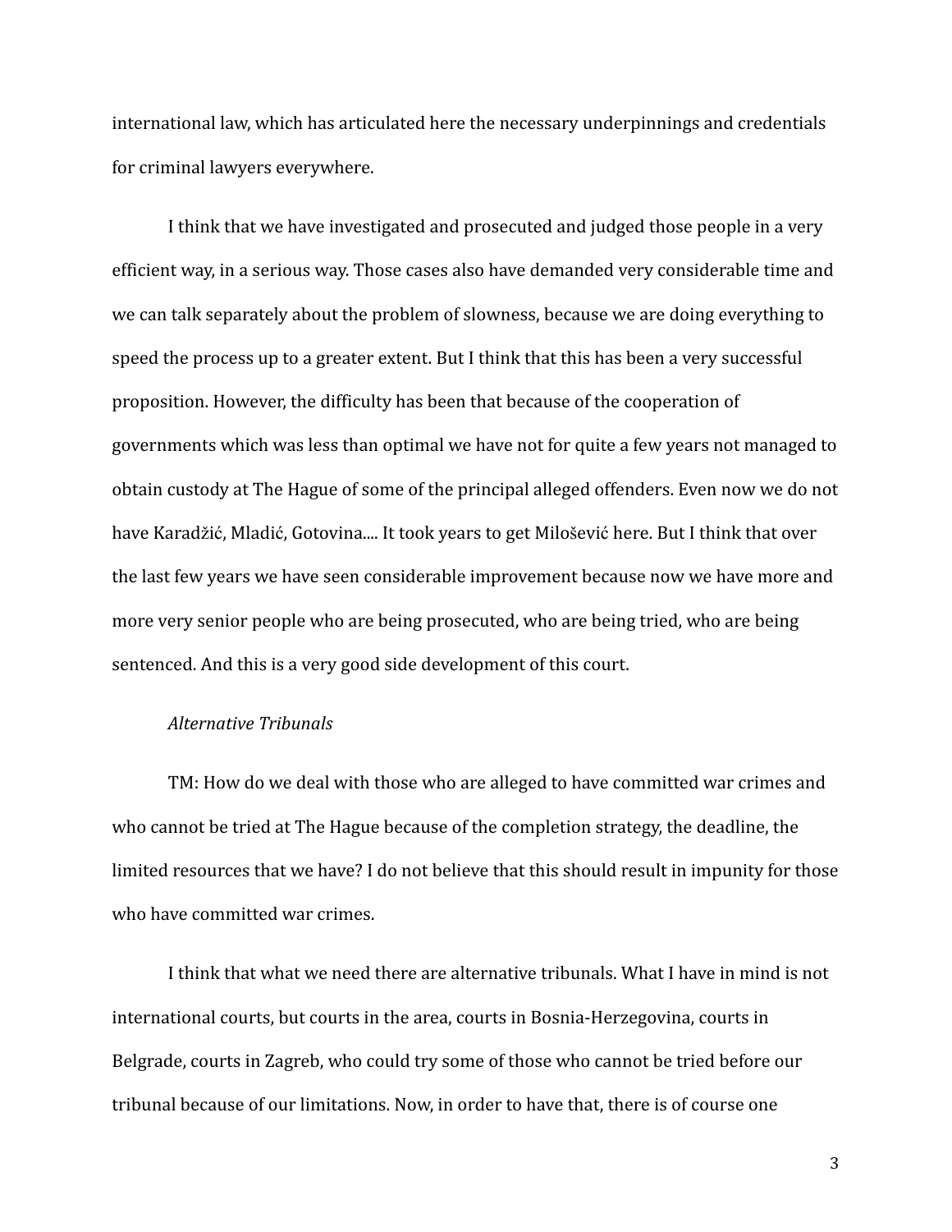international law, which has articulated here the necessary underpinnings and credentials for criminal lawyers everywhere.

I think that we have investigated and prosecuted and judged those people in a very efficient way, in a serious way. Those cases also have demanded very considerable time and we can talk separately about the problem of slowness, because we are doing everything to speed the process up to a greater extent. But I think that this has been a very successful proposition. However, the difficulty has been that because of the cooperation of governments which was less than optimal we have not for quite a few years not managed to obtain custody at The Hague of some of the principal alleged offenders. Even now we do not have Karadžić, Mladić, Gotovina.... It took years to get Milošević here. But I think that over the last few years we have seen considerable improvement because now we have more and more very senior people who are being prosecuted, who are being tried, who are being sentenced. And this is a very good side development of this court.

*Alternative Tribunals*

TM: How do we deal with those who are alleged to have committed war crimes and who cannot be tried at The Hague because of the completion strategy, the deadline, the limited resources that we have? I do not believe that this should result in impunity for those who have committed war crimes.

I think that what we need there are alternative tribunals. What I have in mind is not international courts, but courts in the area, courts in Bosnia-Herzegovina, courts in Belgrade, courts in Zagreb, who could try some of those who cannot be tried before our tribunal because of our limitations. Now, in order to have that, there is of course one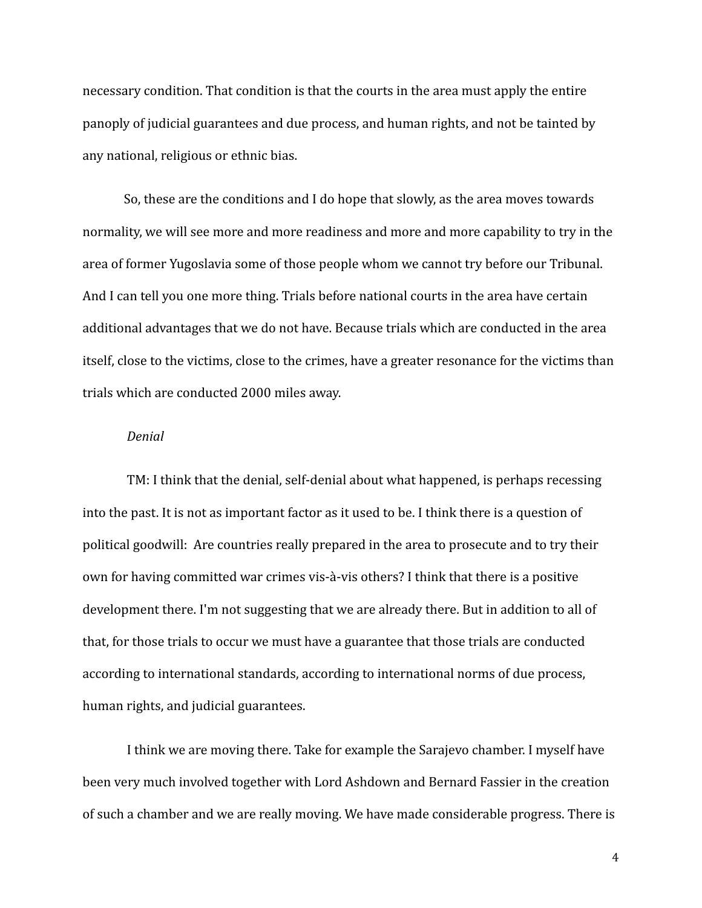necessary condition. That condition is that the courts in the area must apply the entire panoply of judicial guarantees and due process, and human rights, and not be tainted by any national, religious or ethnic bias.

So, these are the conditions and I do hope that slowly, as the area moves towards normality, we will see more and more readiness and more and more capability to try in the area of former Yugoslavia some of those people whom we cannot try before our Tribunal. And I can tell you one more thing. Trials before national courts in the area have certain additional advantages that we do not have. Because trials which are conducted in the area itself, close to the victims, close to the crimes, have a greater resonance for the victims than trials which are conducted 2000 miles away.

*Denial*

TM: I think that the denial, self-denial about what happened, is perhaps recessing into the past. It is not as important factor as it used to be. I think there is a question of political goodwill: Are countries really prepared in the area to prosecute and to try their own for having committed war crimes vis-à-vis others? I think that there is a positive development there. I'm not suggesting that we are already there. But in addition to all of that, for those trials to occur we must have a guarantee that those trials are conducted according to international standards, according to international norms of due process, human rights, and judicial guarantees.

I think we are moving there. Take for example the Sarajevo chamber. I myself have been very much involved together with Lord Ashdown and Bernard Fassier in the creation of such a chamber and we are really moving. We have made considerable progress. There is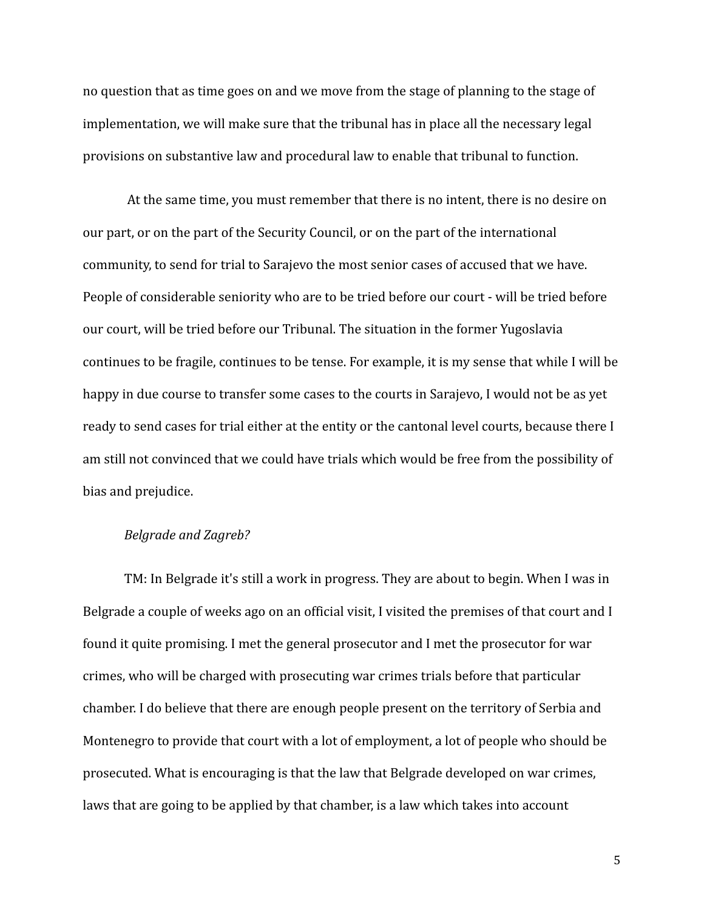no question that as time goes on and we move from the stage of planning to the stage of implementation, we will make sure that the tribunal has in place all the necessary legal provisions on substantive law and procedural law to enable that tribunal to function.

At the same time, you must remember that there is no intent, there is no desire on our part, or on the part of the Security Council, or on the part of the international community, to send for trial to Sarajevo the most senior cases of accused that we have. People of considerable seniority who are to be tried before our court - will be tried before our court, will be tried before our Tribunal. The situation in the former Yugoslavia continues to be fragile, continues to be tense. For example, it is my sense that while I will be happy in due course to transfer some cases to the courts in Sarajevo, I would not be as yet ready to send cases for trial either at the entity or the cantonal level courts, because there I am still not convinced that we could have trials which would be free from the possibility of bias and prejudice.

*Belgrade and Zagreb?*

TM: In Belgrade it's still a work in progress. They are about to begin. When I was in Belgrade a couple of weeks ago on an official visit, I visited the premises of that court and I found it quite promising. I met the general prosecutor and I met the prosecutor for war crimes, who will be charged with prosecuting war crimes trials before that particular chamber. I do believe that there are enough people present on the territory of Serbia and Montenegro to provide that court with a lot of employment, a lot of people who should be prosecuted. What is encouraging is that the law that Belgrade developed on war crimes, laws that are going to be applied by that chamber, is a law which takes into account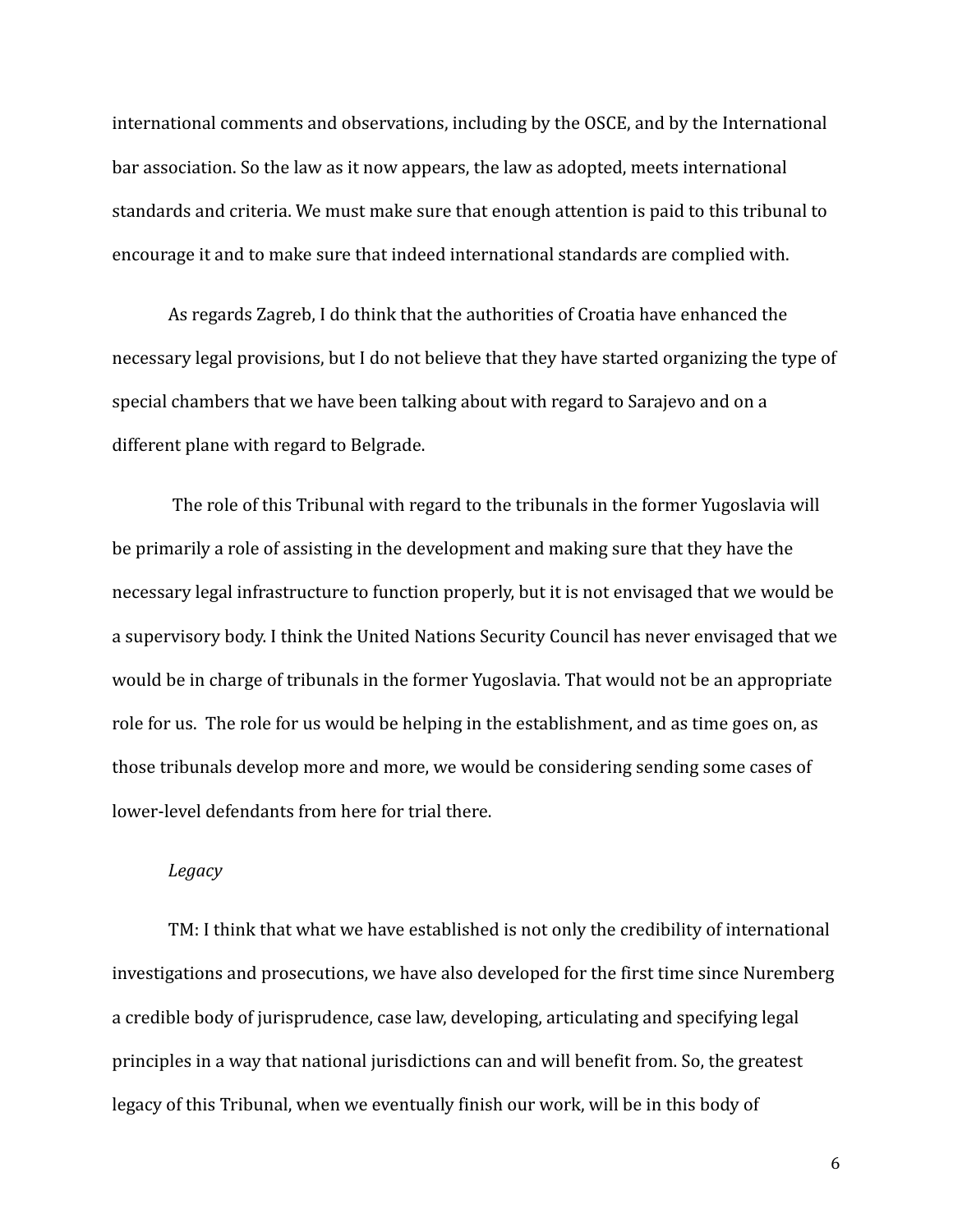international comments and observations, including by the OSCE, and by the International bar association. So the law as it now appears, the law as adopted, meets international standards and criteria. We must make sure that enough attention is paid to this tribunal to encourage it and to make sure that indeed international standards are complied with.

As regards Zagreb, I do think that the authorities of Croatia have enhanced the necessary legal provisions, but I do not believe that they have started organizing the type of special chambers that we have been talking about with regard to Sarajevo and on a different plane with regard to Belgrade.

The role of this Tribunal with regard to the tribunals in the former Yugoslavia will be primarily a role of assisting in the development and making sure that they have the necessary legal infrastructure to function properly, but it is not envisaged that we would be a supervisory body. I think the United Nations Security Council has never envisaged that we would be in charge of tribunals in the former Yugoslavia. That would not be an appropriate role for us. The role for us would be helping in the establishment, and as time goes on, as those tribunals develop more and more, we would be considering sending some cases of lower-level defendants from here for trial there.

*Legacy*

TM: I think that what we have established is not only the credibility of international investigations and prosecutions, we have also developed for the first time since Nuremberg a credible body of jurisprudence, case law, developing, articulating and specifying legal principles in a way that national jurisdictions can and will benefit from. So, the greatest legacy of this Tribunal, when we eventually finish our work, will be in this body of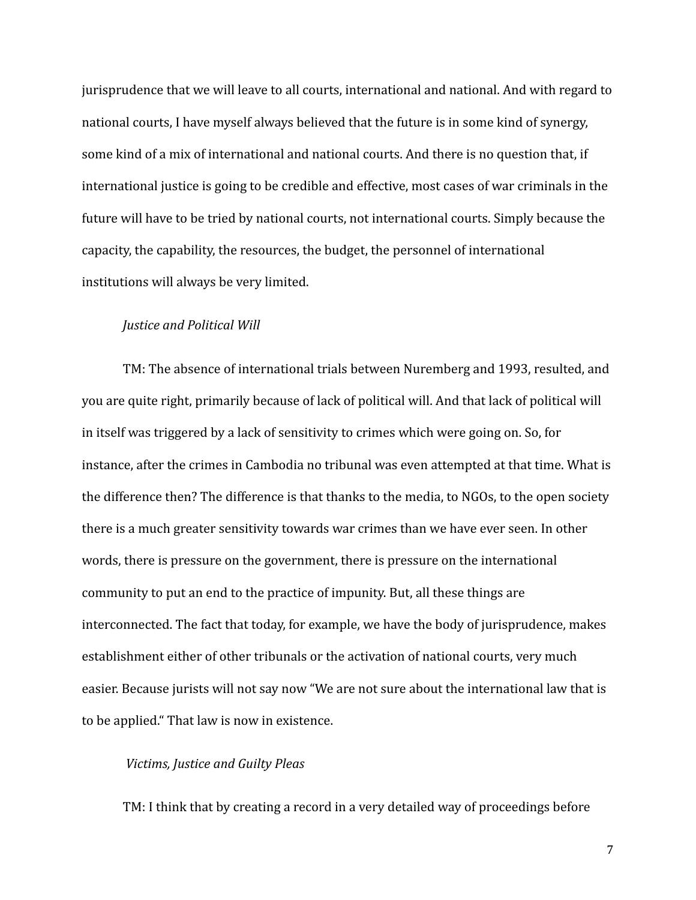jurisprudence that we will leave to all courts, international and national. And with regard to national courts, I have myself always believed that the future is in some kind of synergy, some kind of a mix of international and national courts. And there is no question that, if international justice is going to be credible and effective, most cases of war criminals in the future will have to be tried by national courts, not international courts. Simply because the capacity, the capability, the resources, the budget, the personnel of international institutions will always be very limited.

*Justice and Political Will*

TM: The absence of international trials between Nuremberg and 1993, resulted, and you are quite right, primarily because of lack of political will. And that lack of political will in itself was triggered by a lack of sensitivity to crimes which were going on. So, for instance, after the crimes in Cambodia no tribunal was even attempted at that time. What is the difference then? The difference is that thanks to the media, to NGOs, to the open society there is a much greater sensitivity towards war crimes than we have ever seen. In other words, there is pressure on the government, there is pressure on the international community to put an end to the practice of impunity. But, all these things are interconnected. The fact that today, for example, we have the body of jurisprudence, makes establishment either of other tribunals or the activation of national courts, very much easier. Because jurists will not say now "We are not sure about the international law that is to be applied." That law is now in existence.

*Victims, Justice and Guilty Pleas*

TM: I think that by creating a record in a very detailed way of proceedings before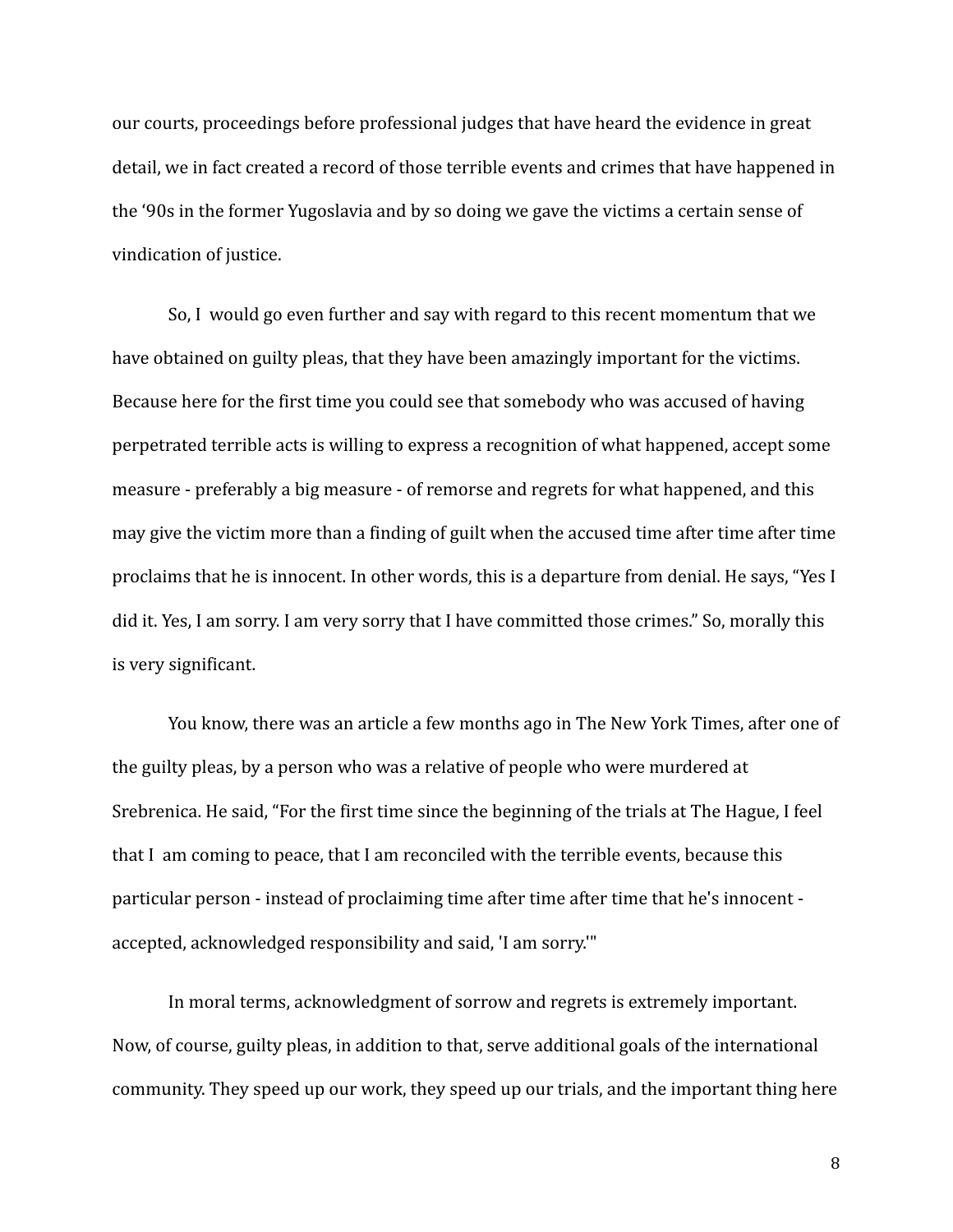our courts, proceedings before professional judges that have heard the evidence in great detail, we in fact created a record of those terrible events and crimes that have happened in the '90s in the former Yugoslavia and by so doing we gave the victims a certain sense of vindication of justice.

So, I would go even further and say with regard to this recent momentum that we have obtained on guilty pleas, that they have been amazingly important for the victims. Because here for the first time you could see that somebody who was accused of having perpetrated terrible acts is willing to express a recognition of what happened, accept some measure - preferably a big measure - of remorse and regrets for what happened, and this may give the victim more than a finding of guilt when the accused time after time after time proclaims that he is innocent. In other words, this is a departure from denial. He says, "Yes I did it. Yes, I am sorry. I am very sorry that I have committed those crimes." So, morally this is very significant.

You know, there was an article a few months ago in The New York Times, after one of the guilty pleas, by a person who was a relative of people who were murdered at Srebrenica. He said, "For the first time since the beginning of the trials at The Hague, I feel that I am coming to peace, that I am reconciled with the terrible events, because this particular person - instead of proclaiming time after time after time that he's innocent - accepted, acknowledged responsibility and said, 'I am sorry.'"

In moral terms, acknowledgment of sorrow and regrets is extremely important. Now, of course, guilty pleas, in addition to that, serve additional goals of the international community. They speed up our work, they speed up our trials, and the important thing here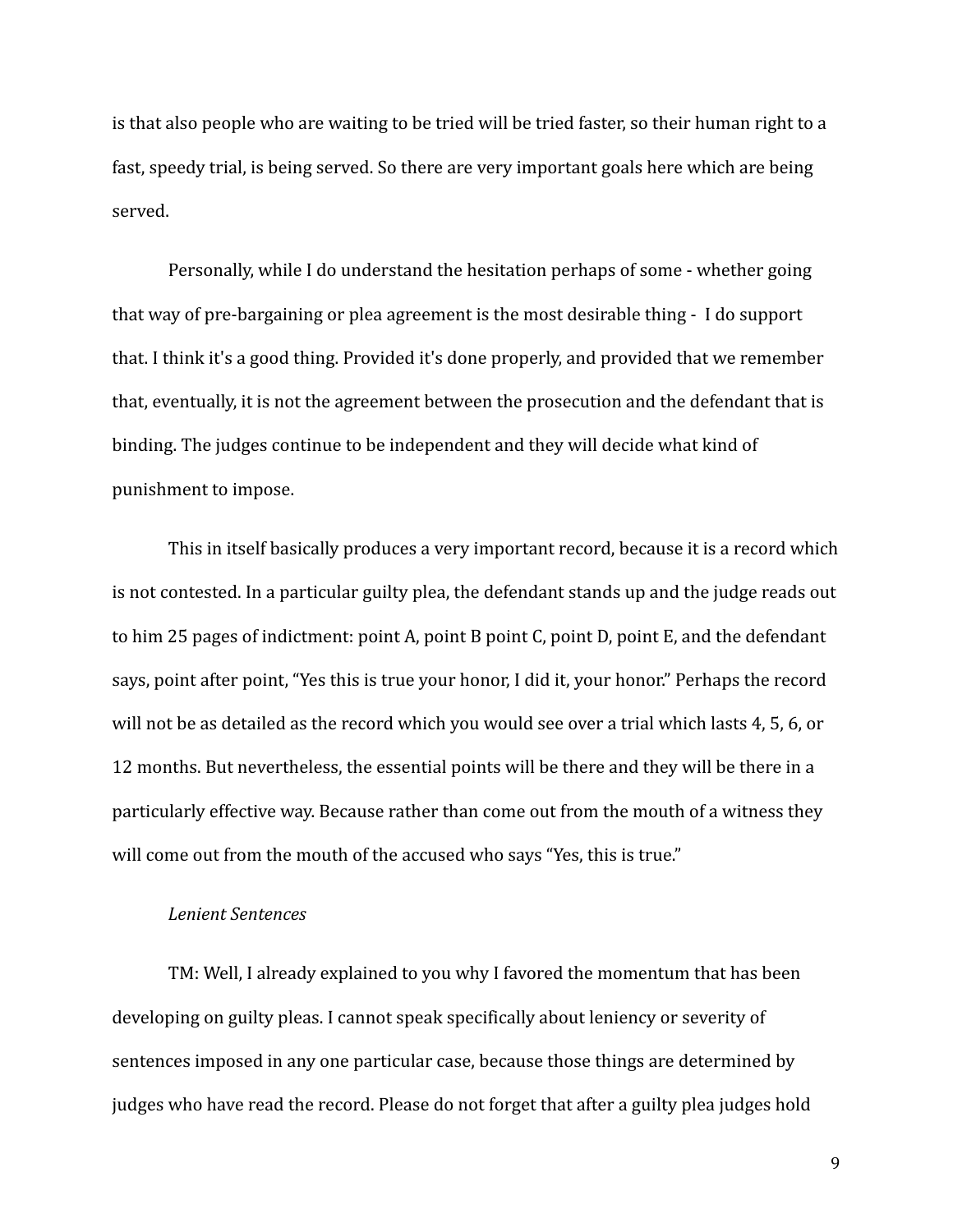is that also people who are waiting to be tried will be tried faster, so their human right to a fast, speedy trial, is being served. So there are very important goals here which are being served.

Personally, while I do understand the hesitation perhaps of some - whether going that way of pre-bargaining or plea agreement is the most desirable thing - I do support that. I think it's a good thing. Provided it's done properly, and provided that we remember that, eventually, it is not the agreement between the prosecution and the defendant that is binding. The judges continue to be independent and they will decide what kind of punishment to impose.

This in itself basically produces a very important record, because it is a record which is not contested. In a particular guilty plea, the defendant stands up and the judge reads out to him 25 pages of indictment: point A, point B point C, point D, point E, and the defendant says, point after point, "Yes this is true your honor, I did it, your honor." Perhaps the record will not be as detailed as the record which you would see over a trial which lasts 4, 5, 6, or 12 months. But nevertheless, the essential points will be there and they will be there in a particularly effective way. Because rather than come out from the mouth of a witness they will come out from the mouth of the accused who says "Yes, this is true."

*Lenient Sentences*

TM: Well, I already explained to you why I favored the momentum that has been developing on guilty pleas. I cannot speak specifically about leniency or severity of sentences imposed in any one particular case, because those things are determined by judges who have read the record. Please do not forget that after a guilty plea judges hold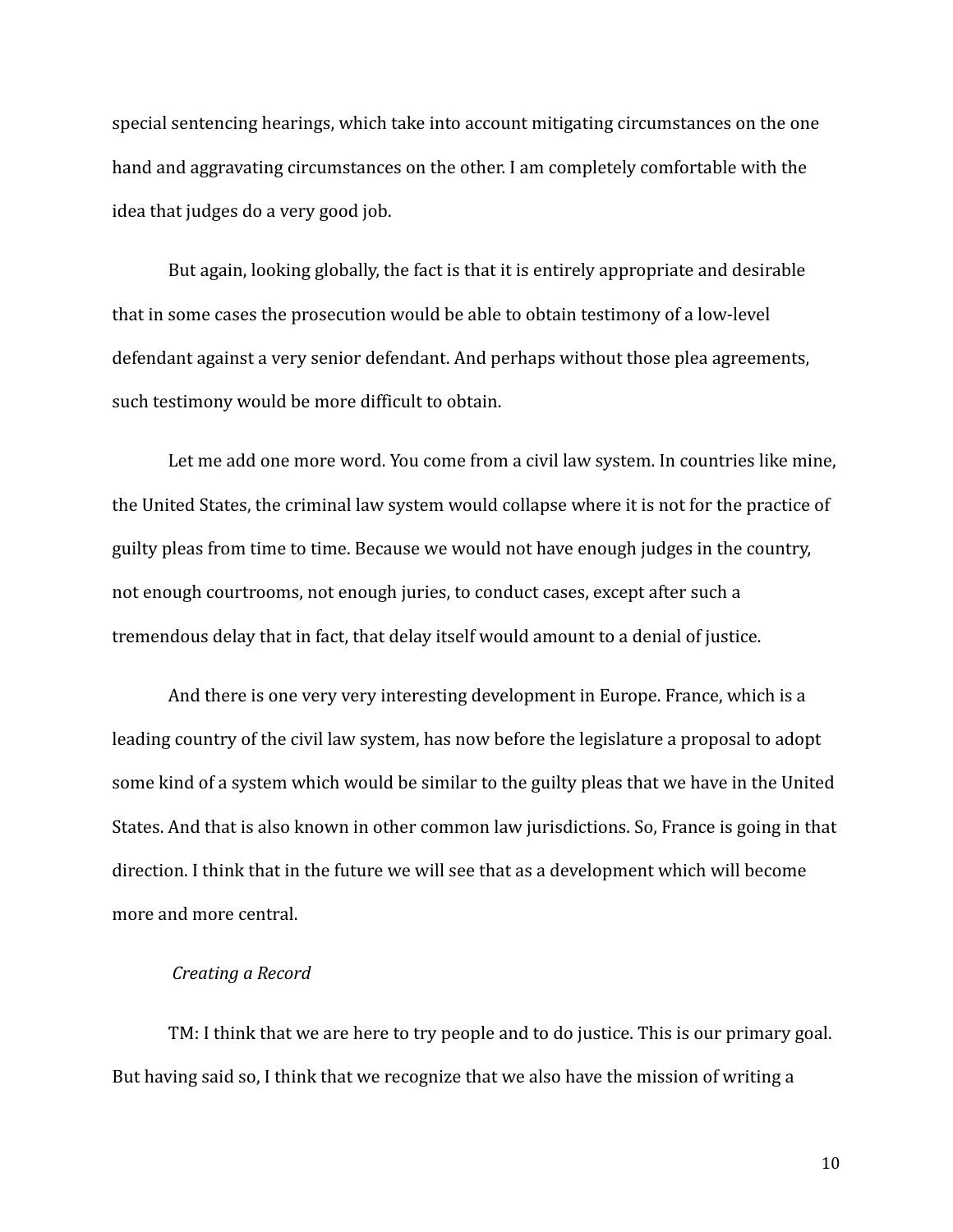special sentencing hearings, which take into account mitigating circumstances on the one hand and aggravating circumstances on the other. I am completely comfortable with the idea that judges do a very good job.

But again, looking globally, the fact is that it is entirely appropriate and desirable that in some cases the prosecution would be able to obtain testimony of a low-level defendant against a very senior defendant. And perhaps without those plea agreements, such testimony would be more difficult to obtain.

Let me add one more word. You come from a civil law system. In countries like mine, the United States, the criminal law system would collapse where it is not for the practice of guilty pleas from time to time. Because we would not have enough judges in the country, not enough courtrooms, not enough juries, to conduct cases, except after such a tremendous delay that in fact, that delay itself would amount to a denial of justice.

And there is one very very interesting development in Europe. France, which is a leading country of the civil law system, has now before the legislature a proposal to adopt some kind of a system which would be similar to the guilty pleas that we have in the United States. And that is also known in other common law jurisdictions. So, France is going in that direction. I think that in the future we will see that as a development which will become more and more central.

*Creating a Record*

TM: I think that we are here to try people and to do justice. This is our primary goal. But having said so, I think that we recognize that we also have the mission of writing a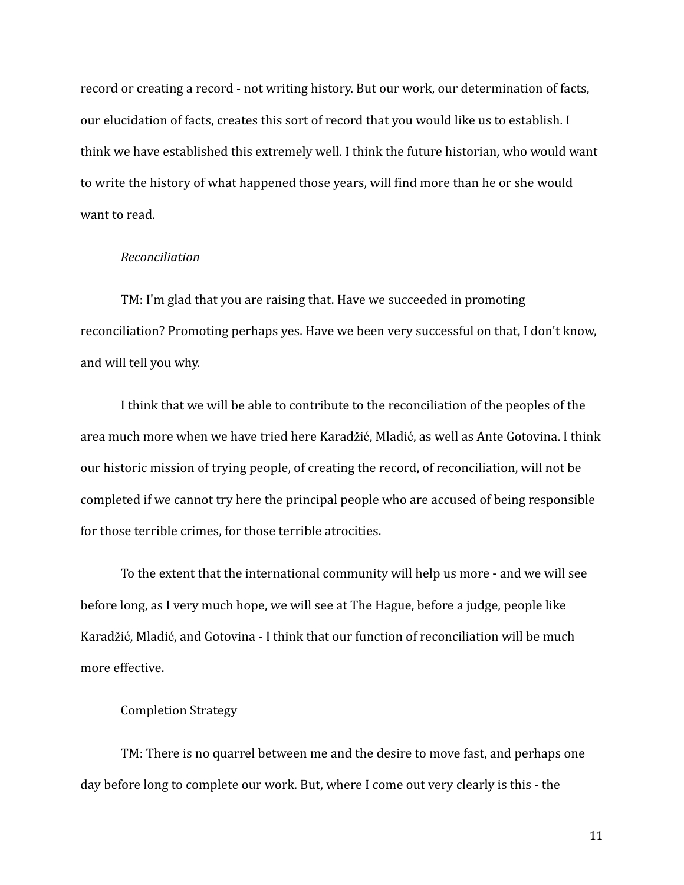record or creating a record - not writing history. But our work, our determination of facts, our elucidation of facts, creates this sort of record that you would like us to establish. I think we have established this extremely well. I think the future historian, who would want to write the history of what happened those years, will find more than he or she would want to read.

*Reconciliation*

TM: I'm glad that you are raising that. Have we succeeded in promoting reconciliation? Promoting perhaps yes. Have we been very successful on that, I don't know, and will tell you why.

I think that we will be able to contribute to the reconciliation of the peoples of the area much more when we have tried here Karadžić, Mladić, as well as Ante Gotovina. I think our historic mission of trying people, of creating the record, of reconciliation, will not be completed if we cannot try here the principal people who are accused of being responsible for those terrible crimes, for those terrible atrocities.

To the extent that the international community will help us more - and we will see before long, as I very much hope, we will see at The Hague, before a judge, people like Karadžić, Mladić, and Gotovina - I think that our function of reconciliation will be much more effective.

Completion Strategy

TM: There is no quarrel between me and the desire to move fast, and perhaps one day before long to complete our work. But, where I come out very clearly is this - the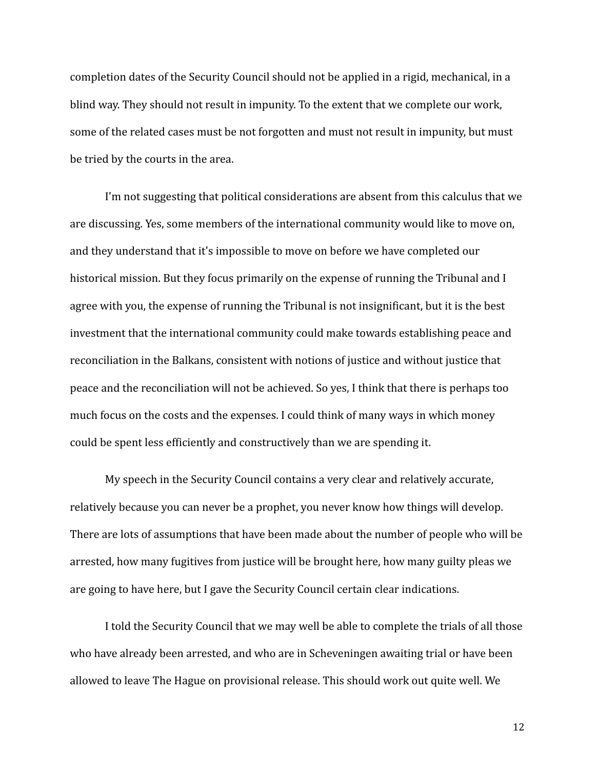completion dates of the Security Council should not be applied in a rigid, mechanical, in a blind way. They should not result in impunity. To the extent that we complete our work, some of the related cases must be not forgotten and must not result in impunity, but must be tried by the courts in the area.

I'm not suggesting that political considerations are absent from this calculus that we are discussing. Yes, some members of the international community would like to move on, and they understand that it's impossible to move on before we have completed our historical mission. But they focus primarily on the expense of running the Tribunal and I agree with you, the expense of running the Tribunal is not insignificant, but it is the best investment that the international community could make towards establishing peace and reconciliation in the Balkans, consistent with notions of justice and without justice that peace and the reconciliation will not be achieved. So yes, I think that there is perhaps too much focus on the costs and the expenses. I could think of many ways in which money could be spent less efficiently and constructively than we are spending it.

My speech in the Security Council contains a very clear and relatively accurate, relatively because you can never be a prophet, you never know how things will develop. There are lots of assumptions that have been made about the number of people who will be arrested, how many fugitives from justice will be brought here, how many guilty pleas we are going to have here, but I gave the Security Council certain clear indications.

I told the Security Council that we may well be able to complete the trials of all those who have already been arrested, and who are in Scheveningen awaiting trial or have been allowed to leave The Hague on provisional release. This should work out quite well. We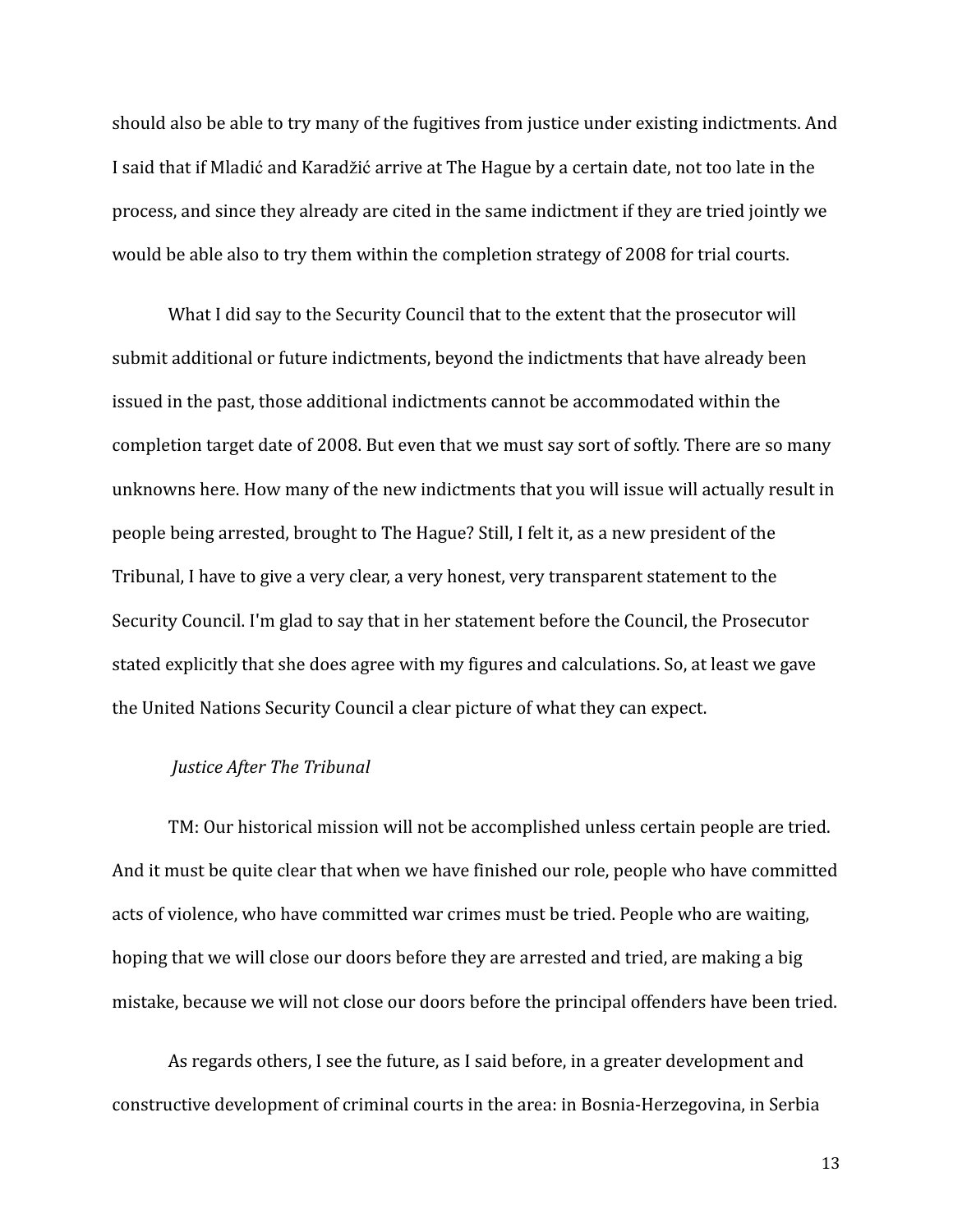should also be able to try many of the fugitives from justice under existing indictments. And I said that if Mladić and Karadžić arrive at The Hague by a certain date, not too late in the process, and since they already are cited in the same indictment if they are tried jointly we would be able also to try them within the completion strategy of 2008 for trial courts.

What I did say to the Security Council that to the extent that the prosecutor will submit additional or future indictments, beyond the indictments that have already been issued in the past, those additional indictments cannot be accommodated within the completion target date of 2008. But even that we must say sort of softly. There are so many unknowns here. How many of the new indictments that you will issue will actually result in people being arrested, brought to The Hague? Still, I felt it, as a new president of the Tribunal, I have to give a very clear, a very honest, very transparent statement to the Security Council. I'm glad to say that in her statement before the Council, the Prosecutor stated explicitly that she does agree with my figures and calculations. So, at least we gave the United Nations Security Council a clear picture of what they can expect.

*Justice After The Tribunal*

TM: Our historical mission will not be accomplished unless certain people are tried. And it must be quite clear that when we have finished our role, people who have committed acts of violence, who have committed war crimes must be tried. People who are waiting, hoping that we will close our doors before they are arrested and tried, are making a big mistake, because we will not close our doors before the principal offenders have been tried.

As regards others, I see the future, as I said before, in a greater development and constructive development of criminal courts in the area: in Bosnia-Herzegovina, in Serbia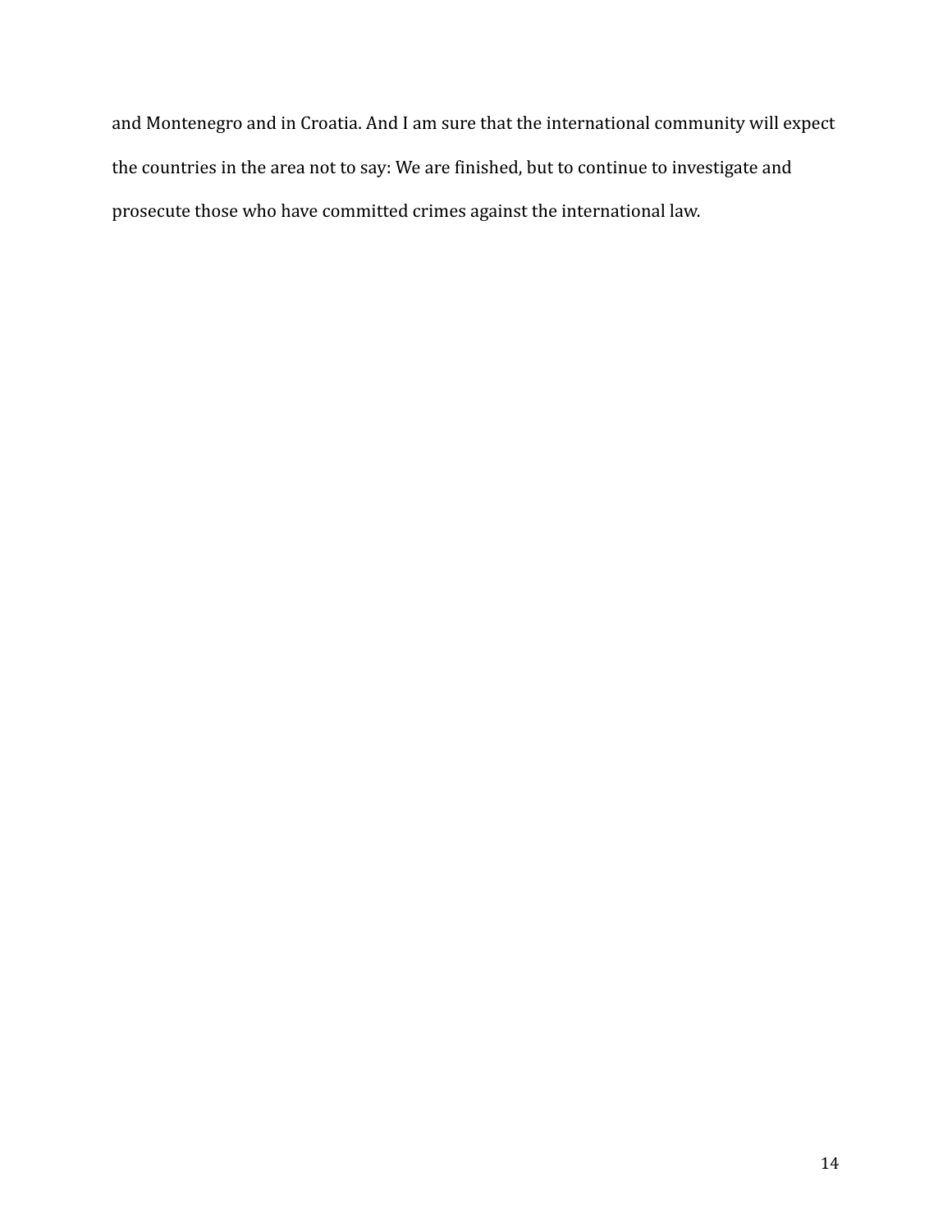and Montenegro and in Croatia. And I am sure that the international community will expect the countries in the area not to say: We are finished, but to continue to investigate and prosecute those who have committed crimes against the international law.